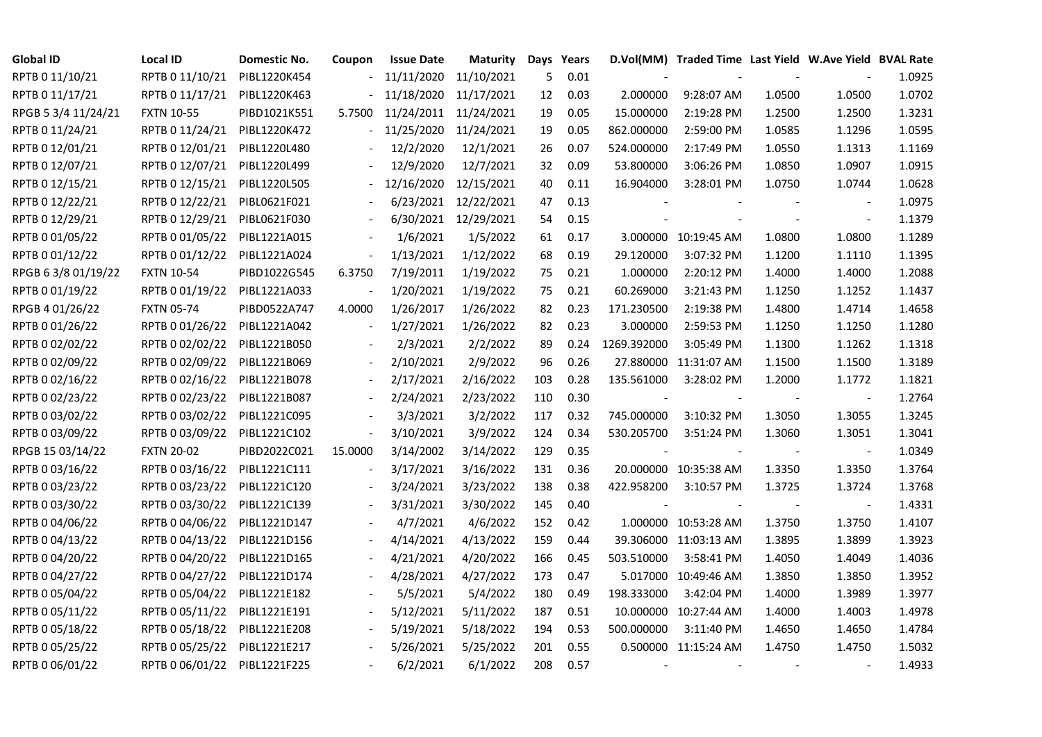| Global ID | Local ID | Domestic No. | Coupon | Issue Date | Maturity | Days | Years | D.Vol(MM) | Traded Time | Last Yield | W.Ave Yield | BVAL Rate |
|---|---|---|---|---|---|---|---|---|---|---|---|---|
| RPTB 0 11/10/21 | RPTB 0 11/10/21 | PIBL1220K454 | - | 11/11/2020 | 11/10/2021 | 5 | 0.01 | - | - | - | - | 1.0925 |
| RPTB 0 11/17/21 | RPTB 0 11/17/21 | PIBL1220K463 | - | 11/18/2020 | 11/17/2021 | 12 | 0.03 | 2.000000 | 9:28:07 AM | 1.0500 | 1.0500 | 1.0702 |
| RPGB 5 3/4 11/24/21 | FXTN 10-55 | PIBD1021K551 | 5.7500 | 11/24/2011 | 11/24/2021 | 19 | 0.05 | 15.000000 | 2:19:28 PM | 1.2500 | 1.2500 | 1.3231 |
| RPTB 0 11/24/21 | RPTB 0 11/24/21 | PIBL1220K472 | - | 11/25/2020 | 11/24/2021 | 19 | 0.05 | 862.000000 | 2:59:00 PM | 1.0585 | 1.1296 | 1.0595 |
| RPTB 0 12/01/21 | RPTB 0 12/01/21 | PIBL1220L480 | - | 12/2/2020 | 12/1/2021 | 26 | 0.07 | 524.000000 | 2:17:49 PM | 1.0550 | 1.1313 | 1.1169 |
| RPTB 0 12/07/21 | RPTB 0 12/07/21 | PIBL1220L499 | - | 12/9/2020 | 12/7/2021 | 32 | 0.09 | 53.800000 | 3:06:26 PM | 1.0850 | 1.0907 | 1.0915 |
| RPTB 0 12/15/21 | RPTB 0 12/15/21 | PIBL1220L505 | - | 12/16/2020 | 12/15/2021 | 40 | 0.11 | 16.904000 | 3:28:01 PM | 1.0750 | 1.0744 | 1.0628 |
| RPTB 0 12/22/21 | RPTB 0 12/22/21 | PIBL0621F021 | - | 6/23/2021 | 12/22/2021 | 47 | 0.13 | - | - | - | - | 1.0975 |
| RPTB 0 12/29/21 | RPTB 0 12/29/21 | PIBL0621F030 | - | 6/30/2021 | 12/29/2021 | 54 | 0.15 | - | - | - | - | 1.1379 |
| RPTB 0 01/05/22 | RPTB 0 01/05/22 | PIBL1221A015 | - | 1/6/2021 | 1/5/2022 | 61 | 0.17 | 3.000000 | 10:19:45 AM | 1.0800 | 1.0800 | 1.1289 |
| RPTB 0 01/12/22 | RPTB 0 01/12/22 | PIBL1221A024 | - | 1/13/2021 | 1/12/2022 | 68 | 0.19 | 29.120000 | 3:07:32 PM | 1.1200 | 1.1110 | 1.1395 |
| RPGB 6 3/8 01/19/22 | FXTN 10-54 | PIBD1022G545 | 6.3750 | 7/19/2011 | 1/19/2022 | 75 | 0.21 | 1.000000 | 2:20:12 PM | 1.4000 | 1.4000 | 1.2088 |
| RPTB 0 01/19/22 | RPTB 0 01/19/22 | PIBL1221A033 | - | 1/20/2021 | 1/19/2022 | 75 | 0.21 | 60.269000 | 3:21:43 PM | 1.1250 | 1.1252 | 1.1437 |
| RPGB 4 01/26/22 | FXTN 05-74 | PIBD0522A747 | 4.0000 | 1/26/2017 | 1/26/2022 | 82 | 0.23 | 171.230500 | 2:19:38 PM | 1.4800 | 1.4714 | 1.4658 |
| RPTB 0 01/26/22 | RPTB 0 01/26/22 | PIBL1221A042 | - | 1/27/2021 | 1/26/2022 | 82 | 0.23 | 3.000000 | 2:59:53 PM | 1.1250 | 1.1250 | 1.1280 |
| RPTB 0 02/02/22 | RPTB 0 02/02/22 | PIBL1221B050 | - | 2/3/2021 | 2/2/2022 | 89 | 0.24 | 1269.392000 | 3:05:49 PM | 1.1300 | 1.1262 | 1.1318 |
| RPTB 0 02/09/22 | RPTB 0 02/09/22 | PIBL1221B069 | - | 2/10/2021 | 2/9/2022 | 96 | 0.26 | 27.880000 | 11:31:07 AM | 1.1500 | 1.1500 | 1.3189 |
| RPTB 0 02/16/22 | RPTB 0 02/16/22 | PIBL1221B078 | - | 2/17/2021 | 2/16/2022 | 103 | 0.28 | 135.561000 | 3:28:02 PM | 1.2000 | 1.1772 | 1.1821 |
| RPTB 0 02/23/22 | RPTB 0 02/23/22 | PIBL1221B087 | - | 2/24/2021 | 2/23/2022 | 110 | 0.30 | - | - | - | - | 1.2764 |
| RPTB 0 03/02/22 | RPTB 0 03/02/22 | PIBL1221C095 | - | 3/3/2021 | 3/2/2022 | 117 | 0.32 | 745.000000 | 3:10:32 PM | 1.3050 | 1.3055 | 1.3245 |
| RPTB 0 03/09/22 | RPTB 0 03/09/22 | PIBL1221C102 | - | 3/10/2021 | 3/9/2022 | 124 | 0.34 | 530.205700 | 3:51:24 PM | 1.3060 | 1.3051 | 1.3041 |
| RPGB 15 03/14/22 | FXTN 20-02 | PIBD2022C021 | 15.0000 | 3/14/2002 | 3/14/2022 | 129 | 0.35 | - | - | - | - | 1.0349 |
| RPTB 0 03/16/22 | RPTB 0 03/16/22 | PIBL1221C111 | - | 3/17/2021 | 3/16/2022 | 131 | 0.36 | 20.000000 | 10:35:38 AM | 1.3350 | 1.3350 | 1.3764 |
| RPTB 0 03/23/22 | RPTB 0 03/23/22 | PIBL1221C120 | - | 3/24/2021 | 3/23/2022 | 138 | 0.38 | 422.958200 | 3:10:57 PM | 1.3725 | 1.3724 | 1.3768 |
| RPTB 0 03/30/22 | RPTB 0 03/30/22 | PIBL1221C139 | - | 3/31/2021 | 3/30/2022 | 145 | 0.40 | - | - | - | - | 1.4331 |
| RPTB 0 04/06/22 | RPTB 0 04/06/22 | PIBL1221D147 | - | 4/7/2021 | 4/6/2022 | 152 | 0.42 | 1.000000 | 10:53:28 AM | 1.3750 | 1.3750 | 1.4107 |
| RPTB 0 04/13/22 | RPTB 0 04/13/22 | PIBL1221D156 | - | 4/14/2021 | 4/13/2022 | 159 | 0.44 | 39.306000 | 11:03:13 AM | 1.3895 | 1.3899 | 1.3923 |
| RPTB 0 04/20/22 | RPTB 0 04/20/22 | PIBL1221D165 | - | 4/21/2021 | 4/20/2022 | 166 | 0.45 | 503.510000 | 3:58:41 PM | 1.4050 | 1.4049 | 1.4036 |
| RPTB 0 04/27/22 | RPTB 0 04/27/22 | PIBL1221D174 | - | 4/28/2021 | 4/27/2022 | 173 | 0.47 | 5.017000 | 10:49:46 AM | 1.3850 | 1.3850 | 1.3952 |
| RPTB 0 05/04/22 | RPTB 0 05/04/22 | PIBL1221E182 | - | 5/5/2021 | 5/4/2022 | 180 | 0.49 | 198.333000 | 3:42:04 PM | 1.4000 | 1.3989 | 1.3977 |
| RPTB 0 05/11/22 | RPTB 0 05/11/22 | PIBL1221E191 | - | 5/12/2021 | 5/11/2022 | 187 | 0.51 | 10.000000 | 10:27:44 AM | 1.4000 | 1.4003 | 1.4978 |
| RPTB 0 05/18/22 | RPTB 0 05/18/22 | PIBL1221E208 | - | 5/19/2021 | 5/18/2022 | 194 | 0.53 | 500.000000 | 3:11:40 PM | 1.4650 | 1.4650 | 1.4784 |
| RPTB 0 05/25/22 | RPTB 0 05/25/22 | PIBL1221E217 | - | 5/26/2021 | 5/25/2022 | 201 | 0.55 | 0.500000 | 11:15:24 AM | 1.4750 | 1.4750 | 1.5032 |
| RPTB 0 06/01/22 | RPTB 0 06/01/22 | PIBL1221F225 | - | 6/2/2021 | 6/1/2022 | 208 | 0.57 | - | - | - | - | 1.4933 |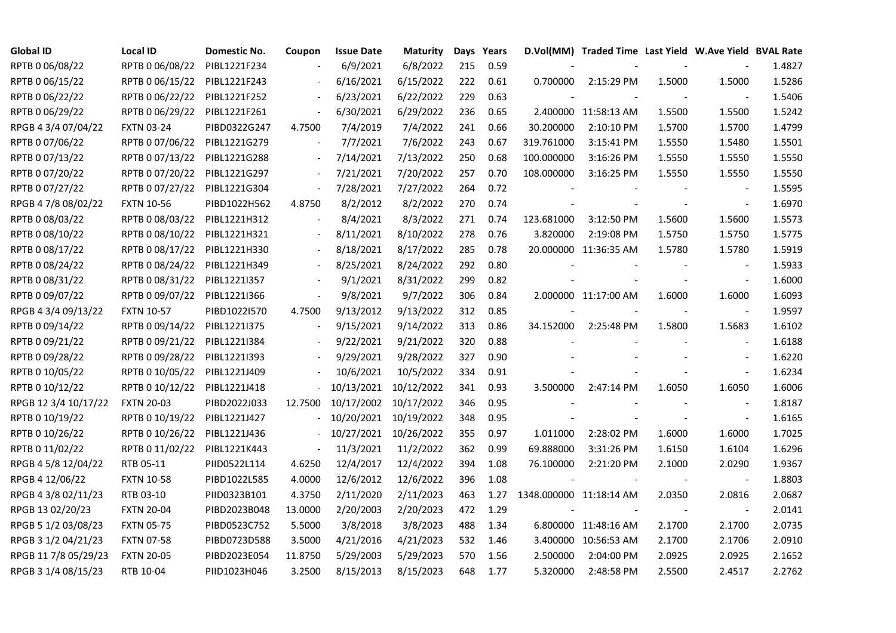| Global ID | Local ID | Domestic No. | Coupon | Issue Date | Maturity | Days | Years | D.Vol(MM) | Traded Time | Last Yield | W.Ave Yield | BVAL Rate |
|---|---|---|---|---|---|---|---|---|---|---|---|---|
| RPTB 0 06/08/22 | RPTB 0 06/08/22 | PIBL1221F234 | - | 6/9/2021 | 6/8/2022 | 215 | 0.59 | - | - | - | - | 1.4827 |
| RPTB 0 06/15/22 | RPTB 0 06/15/22 | PIBL1221F243 | - | 6/16/2021 | 6/15/2022 | 222 | 0.61 | 0.700000 | 2:15:29 PM | 1.5000 | 1.5000 | 1.5286 |
| RPTB 0 06/22/22 | RPTB 0 06/22/22 | PIBL1221F252 | - | 6/23/2021 | 6/22/2022 | 229 | 0.63 | - | - | - | - | 1.5406 |
| RPTB 0 06/29/22 | RPTB 0 06/29/22 | PIBL1221F261 | - | 6/30/2021 | 6/29/2022 | 236 | 0.65 | 2.400000 | 11:58:13 AM | 1.5500 | 1.5500 | 1.5242 |
| RPGB 4 3/4 07/04/22 | FXTN 03-24 | PIBD0322G247 | 4.7500 | 7/4/2019 | 7/4/2022 | 241 | 0.66 | 30.200000 | 2:10:10 PM | 1.5700 | 1.5700 | 1.4799 |
| RPTB 0 07/06/22 | RPTB 0 07/06/22 | PIBL1221G279 | - | 7/7/2021 | 7/6/2022 | 243 | 0.67 | 319.761000 | 3:15:41 PM | 1.5550 | 1.5480 | 1.5501 |
| RPTB 0 07/13/22 | RPTB 0 07/13/22 | PIBL1221G288 | - | 7/14/2021 | 7/13/2022 | 250 | 0.68 | 100.000000 | 3:16:26 PM | 1.5550 | 1.5550 | 1.5550 |
| RPTB 0 07/20/22 | RPTB 0 07/20/22 | PIBL1221G297 | - | 7/21/2021 | 7/20/2022 | 257 | 0.70 | 108.000000 | 3:16:25 PM | 1.5550 | 1.5550 | 1.5550 |
| RPTB 0 07/27/22 | RPTB 0 07/27/22 | PIBL1221G304 | - | 7/28/2021 | 7/27/2022 | 264 | 0.72 | - | - | - | - | 1.5595 |
| RPGB 4 7/8 08/02/22 | FXTN 10-56 | PIBD1022H562 | 4.8750 | 8/2/2012 | 8/2/2022 | 270 | 0.74 | - | - | - | - | 1.6970 |
| RPTB 0 08/03/22 | RPTB 0 08/03/22 | PIBL1221H312 | - | 8/4/2021 | 8/3/2022 | 271 | 0.74 | 123.681000 | 3:12:50 PM | 1.5600 | 1.5600 | 1.5573 |
| RPTB 0 08/10/22 | RPTB 0 08/10/22 | PIBL1221H321 | - | 8/11/2021 | 8/10/2022 | 278 | 0.76 | 3.820000 | 2:19:08 PM | 1.5750 | 1.5750 | 1.5775 |
| RPTB 0 08/17/22 | RPTB 0 08/17/22 | PIBL1221H330 | - | 8/18/2021 | 8/17/2022 | 285 | 0.78 | 20.000000 | 11:36:35 AM | 1.5780 | 1.5780 | 1.5919 |
| RPTB 0 08/24/22 | RPTB 0 08/24/22 | PIBL1221H349 | - | 8/25/2021 | 8/24/2022 | 292 | 0.80 | - | - | - | - | 1.5933 |
| RPTB 0 08/31/22 | RPTB 0 08/31/22 | PIBL1221I357 | - | 9/1/2021 | 8/31/2022 | 299 | 0.82 | - | - | - | - | 1.6000 |
| RPTB 0 09/07/22 | RPTB 0 09/07/22 | PIBL1221I366 | - | 9/8/2021 | 9/7/2022 | 306 | 0.84 | 2.000000 | 11:17:00 AM | 1.6000 | 1.6000 | 1.6093 |
| RPGB 4 3/4 09/13/22 | FXTN 10-57 | PIBD1022I570 | 4.7500 | 9/13/2012 | 9/13/2022 | 312 | 0.85 | - | - | - | - | 1.9597 |
| RPTB 0 09/14/22 | RPTB 0 09/14/22 | PIBL1221I375 | - | 9/15/2021 | 9/14/2022 | 313 | 0.86 | 34.152000 | 2:25:48 PM | 1.5800 | 1.5683 | 1.6102 |
| RPTB 0 09/21/22 | RPTB 0 09/21/22 | PIBL1221I384 | - | 9/22/2021 | 9/21/2022 | 320 | 0.88 | - | - | - | - | 1.6188 |
| RPTB 0 09/28/22 | RPTB 0 09/28/22 | PIBL1221I393 | - | 9/29/2021 | 9/28/2022 | 327 | 0.90 | - | - | - | - | 1.6220 |
| RPTB 0 10/05/22 | RPTB 0 10/05/22 | PIBL1221J409 | - | 10/6/2021 | 10/5/2022 | 334 | 0.91 | - | - | - | - | 1.6234 |
| RPTB 0 10/12/22 | RPTB 0 10/12/22 | PIBL1221J418 | - | 10/13/2021 | 10/12/2022 | 341 | 0.93 | 3.500000 | 2:47:14 PM | 1.6050 | 1.6050 | 1.6006 |
| RPGB 12 3/4 10/17/22 | FXTN 20-03 | PIBD2022J033 | 12.7500 | 10/17/2002 | 10/17/2022 | 346 | 0.95 | - | - | - | - | 1.8187 |
| RPTB 0 10/19/22 | RPTB 0 10/19/22 | PIBL1221J427 | - | 10/20/2021 | 10/19/2022 | 348 | 0.95 | - | - | - | - | 1.6165 |
| RPTB 0 10/26/22 | RPTB 0 10/26/22 | PIBL1221J436 | - | 10/27/2021 | 10/26/2022 | 355 | 0.97 | 1.011000 | 2:28:02 PM | 1.6000 | 1.6000 | 1.7025 |
| RPTB 0 11/02/22 | RPTB 0 11/02/22 | PIBL1221K443 | - | 11/3/2021 | 11/2/2022 | 362 | 0.99 | 69.888000 | 3:31:26 PM | 1.6150 | 1.6104 | 1.6296 |
| RPGB 4 5/8 12/04/22 | RTB 05-11 | PIID0522L114 | 4.6250 | 12/4/2017 | 12/4/2022 | 394 | 1.08 | 76.100000 | 2:21:20 PM | 2.1000 | 2.0290 | 1.9367 |
| RPGB 4 12/06/22 | FXTN 10-58 | PIBD1022L585 | 4.0000 | 12/6/2012 | 12/6/2022 | 396 | 1.08 | - | - | - | - | 1.8803 |
| RPGB 4 3/8 02/11/23 | RTB 03-10 | PIID0323B101 | 4.3750 | 2/11/2020 | 2/11/2023 | 463 | 1.27 | 1348.000000 | 11:18:14 AM | 2.0350 | 2.0816 | 2.0687 |
| RPGB 13 02/20/23 | FXTN 20-04 | PIBD2023B048 | 13.0000 | 2/20/2003 | 2/20/2023 | 472 | 1.29 | - | - | - | - | 2.0141 |
| RPGB 5 1/2 03/08/23 | FXTN 05-75 | PIBD0523C752 | 5.5000 | 3/8/2018 | 3/8/2023 | 488 | 1.34 | 6.800000 | 11:48:16 AM | 2.1700 | 2.1700 | 2.0735 |
| RPGB 3 1/2 04/21/23 | FXTN 07-58 | PIBD0723D588 | 3.5000 | 4/21/2016 | 4/21/2023 | 532 | 1.46 | 3.400000 | 10:56:53 AM | 2.1700 | 2.1706 | 2.0910 |
| RPGB 11 7/8 05/29/23 | FXTN 20-05 | PIBD2023E054 | 11.8750 | 5/29/2003 | 5/29/2023 | 570 | 1.56 | 2.500000 | 2:04:00 PM | 2.0925 | 2.0925 | 2.1652 |
| RPGB 3 1/4 08/15/23 | RTB 10-04 | PIID1023H046 | 3.2500 | 8/15/2013 | 8/15/2023 | 648 | 1.77 | 5.320000 | 2:48:58 PM | 2.5500 | 2.4517 | 2.2762 |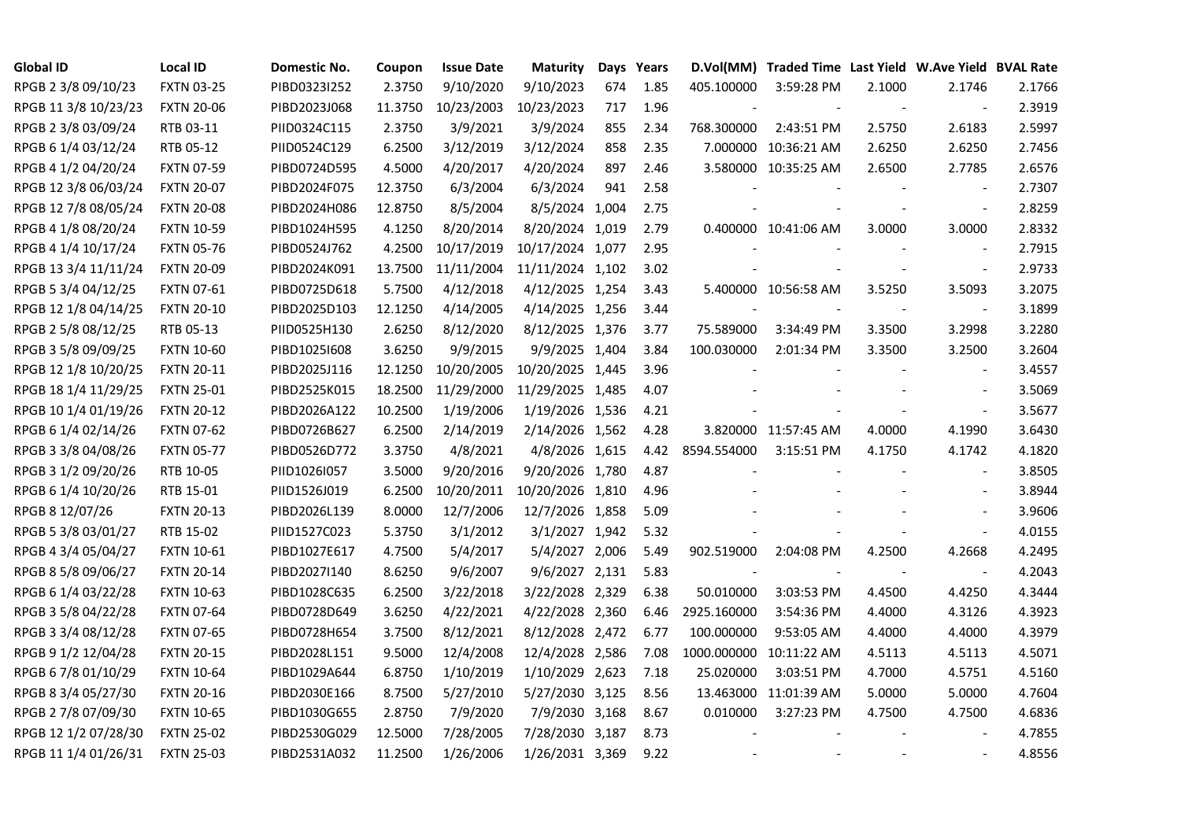| Global ID | Local ID | Domestic No. | Coupon | Issue Date | Maturity | Days | Years | D.Vol(MM) | Traded Time | Last Yield | W.Ave Yield | BVAL Rate |
|---|---|---|---|---|---|---|---|---|---|---|---|---|
| RPGB 2 3/8 09/10/23 | FXTN 03-25 | PIBD0323I252 | 2.3750 | 9/10/2020 | 9/10/2023 | 674 | 1.85 | 405.100000 | 3:59:28 PM | 2.1000 | 2.1746 | 2.1766 |
| RPGB 11 3/8 10/23/23 | FXTN 20-06 | PIBD2023J068 | 11.3750 | 10/23/2003 | 10/23/2023 | 717 | 1.96 | - | - | - | - | 2.3919 |
| RPGB 2 3/8 03/09/24 | RTB 03-11 | PIID0324C115 | 2.3750 | 3/9/2021 | 3/9/2024 | 855 | 2.34 | 768.300000 | 2:43:51 PM | 2.5750 | 2.6183 | 2.5997 |
| RPGB 6 1/4 03/12/24 | RTB 05-12 | PIID0524C129 | 6.2500 | 3/12/2019 | 3/12/2024 | 858 | 2.35 | 7.000000 | 10:36:21 AM | 2.6250 | 2.6250 | 2.7456 |
| RPGB 4 1/2 04/20/24 | FXTN 07-59 | PIBD0724D595 | 4.5000 | 4/20/2017 | 4/20/2024 | 897 | 2.46 | 3.580000 | 10:35:25 AM | 2.6500 | 2.7785 | 2.6576 |
| RPGB 12 3/8 06/03/24 | FXTN 20-07 | PIBD2024F075 | 12.3750 | 6/3/2004 | 6/3/2024 | 941 | 2.58 | - | - | - | - | 2.7307 |
| RPGB 12 7/8 08/05/24 | FXTN 20-08 | PIBD2024H086 | 12.8750 | 8/5/2004 | 8/5/2024 | 1,004 | 2.75 | - | - | - | - | 2.8259 |
| RPGB 4 1/8 08/20/24 | FXTN 10-59 | PIBD1024H595 | 4.1250 | 8/20/2014 | 8/20/2024 | 1,019 | 2.79 | 0.400000 | 10:41:06 AM | 3.0000 | 3.0000 | 2.8332 |
| RPGB 4 1/4 10/17/24 | FXTN 05-76 | PIBD0524J762 | 4.2500 | 10/17/2019 | 10/17/2024 | 1,077 | 2.95 | - | - | - | - | 2.7915 |
| RPGB 13 3/4 11/11/24 | FXTN 20-09 | PIBD2024K091 | 13.7500 | 11/11/2004 | 11/11/2024 | 1,102 | 3.02 | - | - | - | - | 2.9733 |
| RPGB 5 3/4 04/12/25 | FXTN 07-61 | PIBD0725D618 | 5.7500 | 4/12/2018 | 4/12/2025 | 1,254 | 3.43 | 5.400000 | 10:56:58 AM | 3.5250 | 3.5093 | 3.2075 |
| RPGB 12 1/8 04/14/25 | FXTN 20-10 | PIBD2025D103 | 12.1250 | 4/14/2005 | 4/14/2025 | 1,256 | 3.44 | - | - | - | - | 3.1899 |
| RPGB 2 5/8 08/12/25 | RTB 05-13 | PIID0525H130 | 2.6250 | 8/12/2020 | 8/12/2025 | 1,376 | 3.77 | 75.589000 | 3:34:49 PM | 3.3500 | 3.2998 | 3.2280 |
| RPGB 3 5/8 09/09/25 | FXTN 10-60 | PIBD1025I608 | 3.6250 | 9/9/2015 | 9/9/2025 | 1,404 | 3.84 | 100.030000 | 2:01:34 PM | 3.3500 | 3.2500 | 3.2604 |
| RPGB 12 1/8 10/20/25 | FXTN 20-11 | PIBD2025J116 | 12.1250 | 10/20/2005 | 10/20/2025 | 1,445 | 3.96 | - | - | - | - | 3.4557 |
| RPGB 18 1/4 11/29/25 | FXTN 25-01 | PIBD2525K015 | 18.2500 | 11/29/2000 | 11/29/2025 | 1,485 | 4.07 | - | - | - | - | 3.5069 |
| RPGB 10 1/4 01/19/26 | FXTN 20-12 | PIBD2026A122 | 10.2500 | 1/19/2006 | 1/19/2026 | 1,536 | 4.21 | - | - | - | - | 3.5677 |
| RPGB 6 1/4 02/14/26 | FXTN 07-62 | PIBD0726B627 | 6.2500 | 2/14/2019 | 2/14/2026 | 1,562 | 4.28 | 3.820000 | 11:57:45 AM | 4.0000 | 4.1990 | 3.6430 |
| RPGB 3 3/8 04/08/26 | FXTN 05-77 | PIBD0526D772 | 3.3750 | 4/8/2021 | 4/8/2026 | 1,615 | 4.42 | 8594.554000 | 3:15:51 PM | 4.1750 | 4.1742 | 4.1820 |
| RPGB 3 1/2 09/20/26 | RTB 10-05 | PIID1026I057 | 3.5000 | 9/20/2016 | 9/20/2026 | 1,780 | 4.87 | - | - | - | - | 3.8505 |
| RPGB 6 1/4 10/20/26 | RTB 15-01 | PIID1526J019 | 6.2500 | 10/20/2011 | 10/20/2026 | 1,810 | 4.96 | - | - | - | - | 3.8944 |
| RPGB 8 12/07/26 | FXTN 20-13 | PIBD2026L139 | 8.0000 | 12/7/2006 | 12/7/2026 | 1,858 | 5.09 | - | - | - | - | 3.9606 |
| RPGB 5 3/8 03/01/27 | RTB 15-02 | PIID1527C023 | 5.3750 | 3/1/2012 | 3/1/2027 | 1,942 | 5.32 | - | - | - | - | 4.0155 |
| RPGB 4 3/4 05/04/27 | FXTN 10-61 | PIBD1027E617 | 4.7500 | 5/4/2017 | 5/4/2027 | 2,006 | 5.49 | 902.519000 | 2:04:08 PM | 4.2500 | 4.2668 | 4.2495 |
| RPGB 8 5/8 09/06/27 | FXTN 20-14 | PIBD2027I140 | 8.6250 | 9/6/2007 | 9/6/2027 | 2,131 | 5.83 | - | - | - | - | 4.2043 |
| RPGB 6 1/4 03/22/28 | FXTN 10-63 | PIBD1028C635 | 6.2500 | 3/22/2018 | 3/22/2028 | 2,329 | 6.38 | 50.010000 | 3:03:53 PM | 4.4500 | 4.4250 | 4.3444 |
| RPGB 3 5/8 04/22/28 | FXTN 07-64 | PIBD0728D649 | 3.6250 | 4/22/2021 | 4/22/2028 | 2,360 | 6.46 | 2925.160000 | 3:54:36 PM | 4.4000 | 4.3126 | 4.3923 |
| RPGB 3 3/4 08/12/28 | FXTN 07-65 | PIBD0728H654 | 3.7500 | 8/12/2021 | 8/12/2028 | 2,472 | 6.77 | 100.000000 | 9:53:05 AM | 4.4000 | 4.4000 | 4.3979 |
| RPGB 9 1/2 12/04/28 | FXTN 20-15 | PIBD2028L151 | 9.5000 | 12/4/2008 | 12/4/2028 | 2,586 | 7.08 | 1000.000000 | 10:11:22 AM | 4.5113 | 4.5113 | 4.5071 |
| RPGB 6 7/8 01/10/29 | FXTN 10-64 | PIBD1029A644 | 6.8750 | 1/10/2019 | 1/10/2029 | 2,623 | 7.18 | 25.020000 | 3:03:51 PM | 4.7000 | 4.5751 | 4.5160 |
| RPGB 8 3/4 05/27/30 | FXTN 20-16 | PIBD2030E166 | 8.7500 | 5/27/2010 | 5/27/2030 | 3,125 | 8.56 | 13.463000 | 11:01:39 AM | 5.0000 | 5.0000 | 4.7604 |
| RPGB 2 7/8 07/09/30 | FXTN 10-65 | PIBD1030G655 | 2.8750 | 7/9/2020 | 7/9/2030 | 3,168 | 8.67 | 0.010000 | 3:27:23 PM | 4.7500 | 4.7500 | 4.6836 |
| RPGB 12 1/2 07/28/30 | FXTN 25-02 | PIBD2530G029 | 12.5000 | 7/28/2005 | 7/28/2030 | 3,187 | 8.73 | - | - | - | - | 4.7855 |
| RPGB 11 1/4 01/26/31 | FXTN 25-03 | PIBD2531A032 | 11.2500 | 1/26/2006 | 1/26/2031 | 3,369 | 9.22 | - | - | - | - | 4.8556 |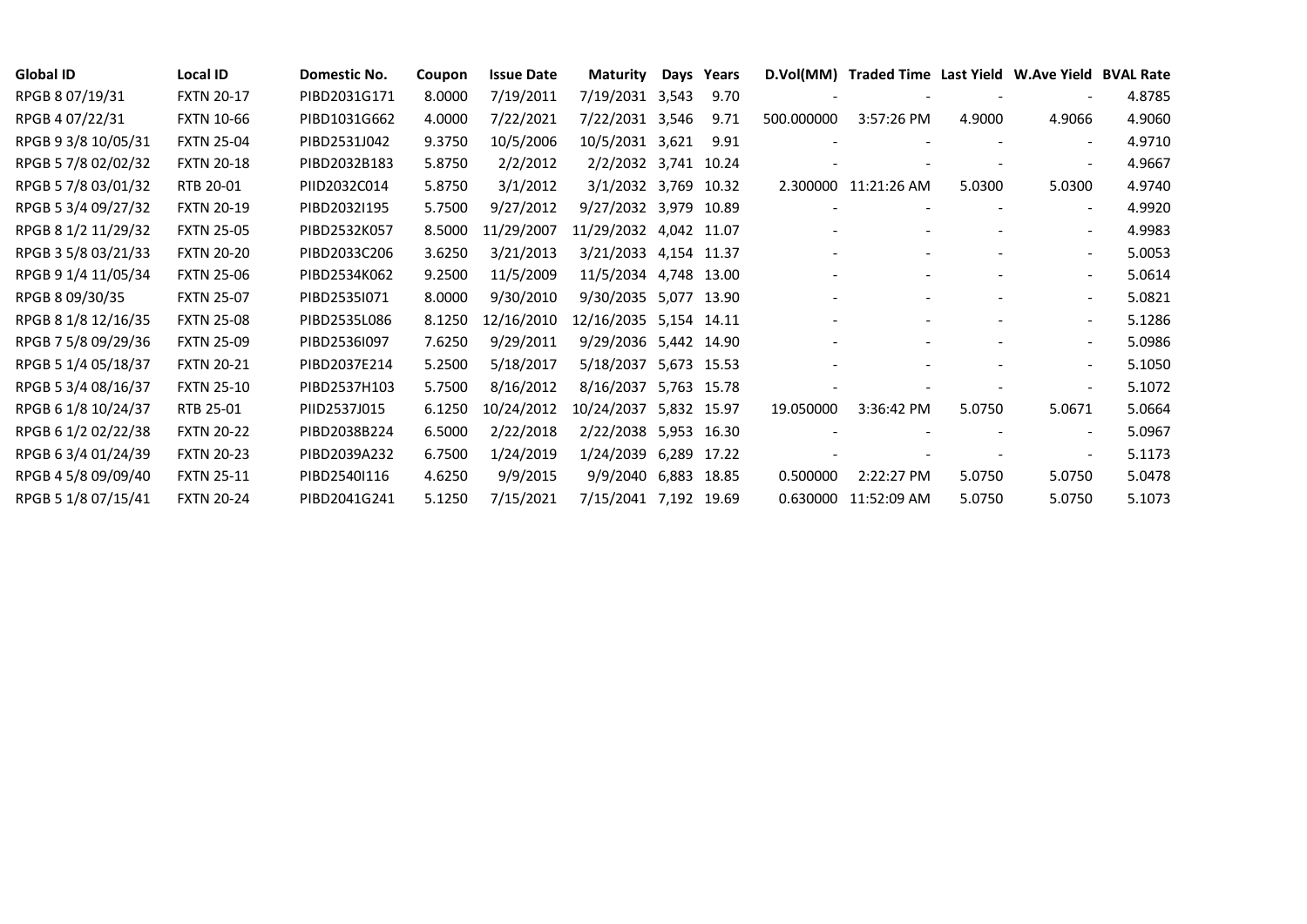| Global ID | Local ID | Domestic No. | Coupon | Issue Date | Maturity | Days | Years | D.Vol(MM) | Traded Time | Last Yield | W.Ave Yield | BVAL Rate |
|---|---|---|---|---|---|---|---|---|---|---|---|---|
| RPGB 8 07/19/31 | FXTN 20-17 | PIBD2031G171 | 8.0000 | 7/19/2011 | 7/19/2031 | 3,543 | 9.70 | - | - | - | - | 4.8785 |
| RPGB 4 07/22/31 | FXTN 10-66 | PIBD1031G662 | 4.0000 | 7/22/2021 | 7/22/2031 | 3,546 | 9.71 | 500.000000 | 3:57:26 PM | 4.9000 | 4.9066 | 4.9060 |
| RPGB 9 3/8 10/05/31 | FXTN 25-04 | PIBD2531J042 | 9.3750 | 10/5/2006 | 10/5/2031 | 3,621 | 9.91 | - | - | - | - | 4.9710 |
| RPGB 5 7/8 02/02/32 | FXTN 20-18 | PIBD2032B183 | 5.8750 | 2/2/2012 | 2/2/2032 | 3,741 | 10.24 | - | - | - | - | 4.9667 |
| RPGB 5 7/8 03/01/32 | RTB 20-01 | PIID2032C014 | 5.8750 | 3/1/2012 | 3/1/2032 | 3,769 | 10.32 | 2.300000 | 11:21:26 AM | 5.0300 | 5.0300 | 4.9740 |
| RPGB 5 3/4 09/27/32 | FXTN 20-19 | PIBD2032I195 | 5.7500 | 9/27/2012 | 9/27/2032 | 3,979 | 10.89 | - | - | - | - | 4.9920 |
| RPGB 8 1/2 11/29/32 | FXTN 25-05 | PIBD2532K057 | 8.5000 | 11/29/2007 | 11/29/2032 | 4,042 | 11.07 | - | - | - | - | 4.9983 |
| RPGB 3 5/8 03/21/33 | FXTN 20-20 | PIBD2033C206 | 3.6250 | 3/21/2013 | 3/21/2033 | 4,154 | 11.37 | - | - | - | - | 5.0053 |
| RPGB 9 1/4 11/05/34 | FXTN 25-06 | PIBD2534K062 | 9.2500 | 11/5/2009 | 11/5/2034 | 4,748 | 13.00 | - | - | - | - | 5.0614 |
| RPGB 8 09/30/35 | FXTN 25-07 | PIBD2535I071 | 8.0000 | 9/30/2010 | 9/30/2035 | 5,077 | 13.90 | - | - | - | - | 5.0821 |
| RPGB 8 1/8 12/16/35 | FXTN 25-08 | PIBD2535L086 | 8.1250 | 12/16/2010 | 12/16/2035 | 5,154 | 14.11 | - | - | - | - | 5.1286 |
| RPGB 7 5/8 09/29/36 | FXTN 25-09 | PIBD2536I097 | 7.6250 | 9/29/2011 | 9/29/2036 | 5,442 | 14.90 | - | - | - | - | 5.0986 |
| RPGB 5 1/4 05/18/37 | FXTN 20-21 | PIBD2037E214 | 5.2500 | 5/18/2017 | 5/18/2037 | 5,673 | 15.53 | - | - | - | - | 5.1050 |
| RPGB 5 3/4 08/16/37 | FXTN 25-10 | PIBD2537H103 | 5.7500 | 8/16/2012 | 8/16/2037 | 5,763 | 15.78 | - | - | - | - | 5.1072 |
| RPGB 6 1/8 10/24/37 | RTB 25-01 | PIID2537J015 | 6.1250 | 10/24/2012 | 10/24/2037 | 5,832 | 15.97 | 19.050000 | 3:36:42 PM | 5.0750 | 5.0671 | 5.0664 |
| RPGB 6 1/2 02/22/38 | FXTN 20-22 | PIBD2038B224 | 6.5000 | 2/22/2018 | 2/22/2038 | 5,953 | 16.30 | - | - | - | - | 5.0967 |
| RPGB 6 3/4 01/24/39 | FXTN 20-23 | PIBD2039A232 | 6.7500 | 1/24/2019 | 1/24/2039 | 6,289 | 17.22 | - | - | - | - | 5.1173 |
| RPGB 4 5/8 09/09/40 | FXTN 25-11 | PIBD2540I116 | 4.6250 | 9/9/2015 | 9/9/2040 | 6,883 | 18.85 | 0.500000 | 2:22:27 PM | 5.0750 | 5.0750 | 5.0478 |
| RPGB 5 1/8 07/15/41 | FXTN 20-24 | PIBD2041G241 | 5.1250 | 7/15/2021 | 7/15/2041 | 7,192 | 19.69 | 0.630000 | 11:52:09 AM | 5.0750 | 5.0750 | 5.1073 |